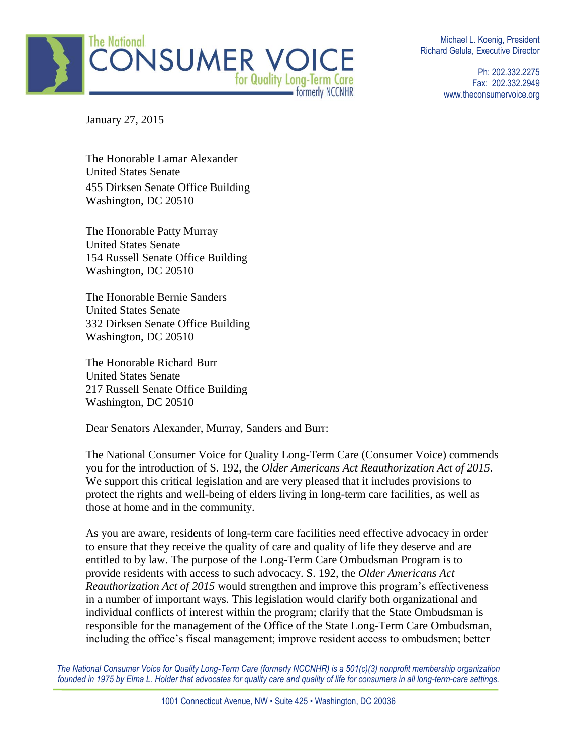**The National CONSUMER VOICE for Quality Long-Term Care** formerly NCCNHR

Michael L. Koenig, President
Richard Gelula, Executive Director

Ph: 202.332.2275
Fax: 202.332.2949
www.theconsumervoice.org

January 27, 2015

The Honorable Lamar Alexander
United States Senate
455 Dirksen Senate Office Building
Washington, DC 20510

The Honorable Patty Murray
United States Senate
154 Russell Senate Office Building
Washington, DC 20510

The Honorable Bernie Sanders
United States Senate
332 Dirksen Senate Office Building
Washington, DC 20510

The Honorable Richard Burr
United States Senate
217 Russell Senate Office Building
Washington, DC 20510

Dear Senators Alexander, Murray, Sanders and Burr:

The National Consumer Voice for Quality Long-Term Care (Consumer Voice) commends you for the introduction of S. 192, the *Older Americans Act Reauthorization Act of 2015*. We support this critical legislation and are very pleased that it includes provisions to protect the rights and well-being of elders living in long-term care facilities, as well as those at home and in the community.

As you are aware, residents of long-term care facilities need effective advocacy in order to ensure that they receive the quality of care and quality of life they deserve and are entitled to by law. The purpose of the Long-Term Care Ombudsman Program is to provide residents with access to such advocacy. S. 192, the *Older Americans Act Reauthorization Act of 2015* would strengthen and improve this program's effectiveness in a number of important ways. This legislation would clarify both organizational and individual conflicts of interest within the program; clarify that the State Ombudsman is responsible for the management of the Office of the State Long-Term Care Ombudsman, including the office's fiscal management; improve resident access to ombudsmen; better

*The National Consumer Voice for Quality Long-Term Care (formerly NCCNHR) is a 501(c)(3) nonprofit membership organization founded in 1975 by Elma L. Holder that advocates for quality care and quality of life for consumers in all long-term-care settings.*

1001 Connecticut Avenue, NW • Suite 425 • Washington, DC 20036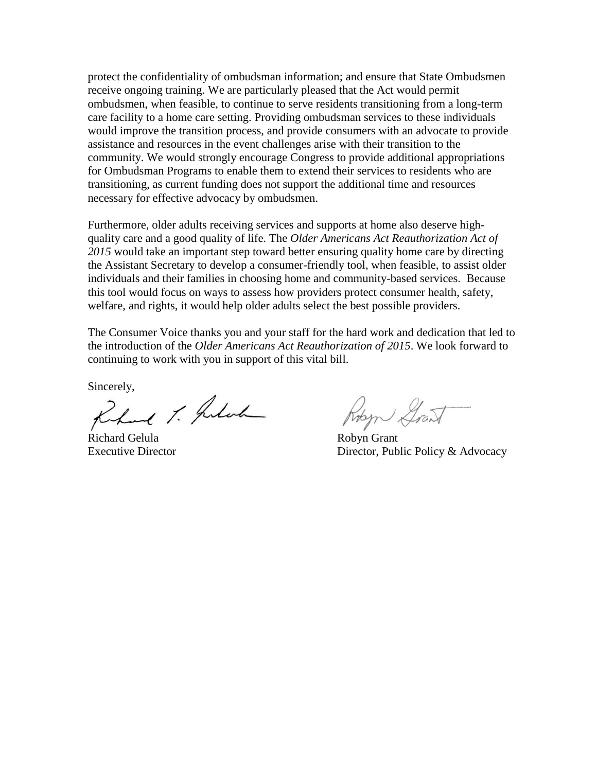protect the confidentiality of ombudsman information; and ensure that State Ombudsmen receive ongoing training. We are particularly pleased that the Act would permit ombudsmen, when feasible, to continue to serve residents transitioning from a long-term care facility to a home care setting. Providing ombudsman services to these individuals would improve the transition process, and provide consumers with an advocate to provide assistance and resources in the event challenges arise with their transition to the community. We would strongly encourage Congress to provide additional appropriations for Ombudsman Programs to enable them to extend their services to residents who are transitioning, as current funding does not support the additional time and resources necessary for effective advocacy by ombudsmen.

Furthermore, older adults receiving services and supports at home also deserve high-quality care and a good quality of life. The *Older Americans Act Reauthorization Act of 2015* would take an important step toward better ensuring quality home care by directing the Assistant Secretary to develop a consumer-friendly tool, when feasible, to assist older individuals and their families in choosing home and community-based services. Because this tool would focus on ways to assess how providers protect consumer health, safety, welfare, and rights, it would help older adults select the best possible providers.

The Consumer Voice thanks you and your staff for the hard work and dedication that led to the introduction of the *Older Americans Act Reauthorization of 2015*. We look forward to continuing to work with you in support of this vital bill.

Sincerely,

Richard Gelula
Executive Director

Robyn Grant
Director, Public Policy & Advocacy